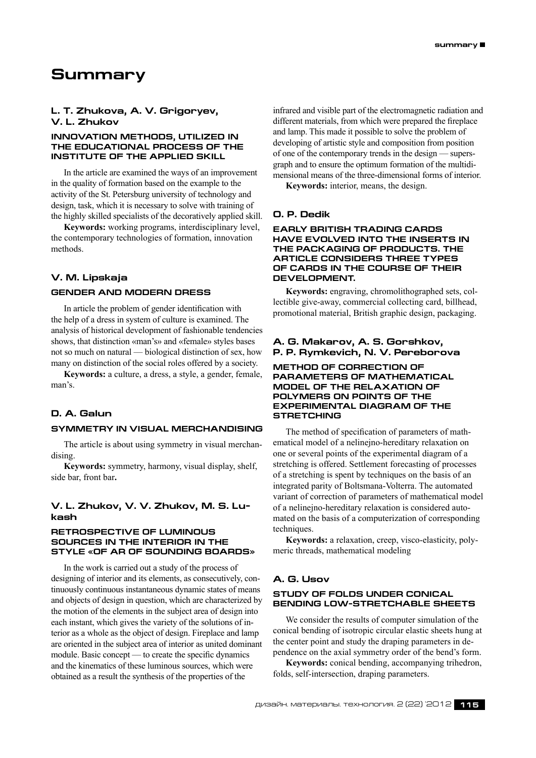# Summary

### L. T. Zhukova, A. V. Grigoryev, V. L. Zhukov

#### INNOVATION METHODS, UTILIZED IN THE EDUCATIONAL PROCESS OF THE INSTITUTE OF THE APPLIED SKILL

In the article are examined the ways of an improvement in the quality of formation based on the example to the activity of the St. Petersburg university of technology and design, task, which it is necessary to solve with training of the highly skilled specialists of the decoratively applied skill.

**Keywords:** working programs, interdisciplinary level, the contemporary technologies of formation, innovation methods.

### V. M. Lipskaja

#### GENDER AND MODERN DRESS

In article the problem of gender identification with the help of a dress in system of culture is examined. The analysis of historical development of fashionable tendencies shows, that distinction «man's» and «female» styles bases not so much on natural — biological distinction of sex, how many on distinction of the social roles offered by a society.

**Keywords:** a culture, a dress, a style, a gender, female, man's.

### D. A. Galun

#### SYMMETRY IN VISUAL MERCHANDISING

The article is about using symmetry in visual merchandising.

**Keywords:** symmetry, harmony, visual display, shelf, side bar, front bar**.**

### V. L. Zhukov, V. V. Zhukov, M. S. Lukash

#### RETROSPECTIVE OF LUMINOUS SOURCES IN THE INTERIOR IN THE STYLE «OF AR OF SOUNDING BOARDS»

In the work is carried out a study of the process of designing of interior and its elements, as consecutively, continuously continuous instantaneous dynamic states of means and objects of design in question, which are characterized by the motion of the elements in the subject area of design into each instant, which gives the variety of the solutions of interior as a whole as the object of design. Fireplace and lamp are oriented in the subject area of interior as united dominant module. Basic concept — to create the specific dynamics and the kinematics of these luminous sources, which were obtained as a result the synthesis of the properties of the infrared and visible part of the electromagnetic radiation and different materials, from which were prepared the fireplace and lamp. This made it possible to solve the problem of developing of artistic style and composition from position of one of the contemporary trends in the design — supersgraph and to ensure the optimum formation of the multidimensional means of the three-dimensional forms of interior.

**Keywords:** interior, means, the design.

### O. P. Dedik

#### EARLY BRITISH TRADING CARDS HAVE EVOLVED INTO THE INSERTS IN THE PACKAGING OF PRODUCTS. THE ARTICLE CONSIDERS THREE TYPES OF CARDS IN THE COURSE OF THEIR DEVELOPMENT.

**Keywords:** engraving, chromolithographed sets, collectible give-away, commercial collecting card, billhead, promotional material, British graphic design, packaging.

### A. G. Makarov, A. S. Gorshkov, P. P. Rymkevich, N. V. Pereborova

#### METHOD OF CORRECTION OF PARAMETERS OF MATHEMATICAL MODEL OF THE RELAXATION OF POLYMERS ON POINTS OF THE EXPERIMENTAL DIAGRAM OF THE STRETCHING

The method of specification of parameters of mathematical model of a nelinejno-hereditary relaxation on one or several points of the experimental diagram of a stretching is offered. Settlement forecasting of processes of a stretching is spent by techniques on the basis of an integrated parity of Boltsmana-Volterra. The automated variant of correction of parameters of mathematical model of a nelinejno-hereditary relaxation is considered automated on the basis of a computerization of corresponding techniques.

**Keywords:** a relaxation, creep, visco-elasticity, polymeric threads, mathematical modeling

### A. G. Usov

#### STUDY OF FOLDS UNDER CONICAL BENDING LOW-STRETCHABLE SHEETS

We consider the results of computer simulation of the conical bending of isotropic circular elastic sheets hung at the center point and study the draping parameters in dependence on the axial symmetry order of the bend's form.

**Keywords:** conical bending, accompanying trihedron, folds, self-intersection, draping parameters.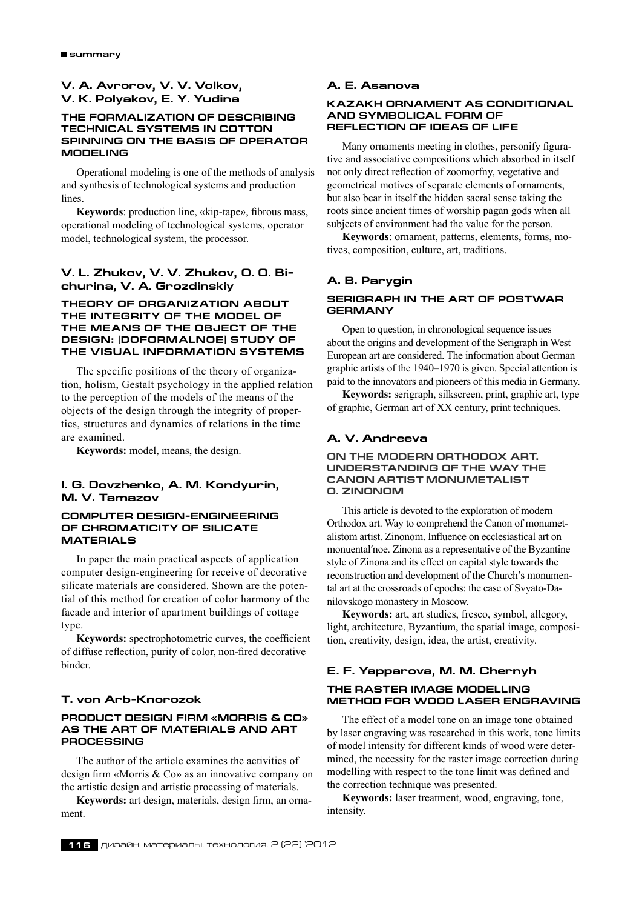## V. A. Avrorov, V. V. Volkov, V. K. Polyakov, E. Y. Yudina

### THE FORMALIZATION OF DESCRIBING TECHNICAL SYSTEMS IN COTTON SPINNING ON THE BASIS OF OPERATOR MODELING

Operational modeling is one of the methods of analysis and synthesis of technological systems and production lines.

**Keywords**: production line, «kip-tape», fibrous mass, operational modeling of technological systems, operator model, technological system, the processor.

## V. L. Zhukov, V. V. Zhukov, O. O. Bichurina, V. A. Grozdinskiy

### THEORY OF ORGANIZATION ABOUT THE INTEGRITY OF THE MODEL OF THE MEANS OF THE OBJECT OF THE DESIGN: [DOFORMALNOE] STUDY OF THE VISUAL INFORMATION SYSTEMS

The specific positions of the theory of organization, holism, Gestalt psychology in the applied relation to the perception of the models of the means of the objects of the design through the integrity of properties, structures and dynamics of relations in the time are examined.

**Keywords:** model, means, the design.

## I. G. Dovzhenko, A. M. Kondyurin, M. V. Tamazov

### COMPUTER DESIGN-ENGINEERING OF CHROMATICITY OF SILICATE MATERIALS

In paper the main practical aspects of application computer design-engineering for receive of decorative silicate materials are considered. Shown are the potential of this method for creation of color harmony of the facade and interior of apartment buildings of cottage type.

**Keywords:** spectrophotometric curves, the coefficient of diffuse reflection, purity of color, non-fired decorative binder.

## T. von Arb-Knorozok

### PRODUCT DESIGN FIRM «MORRIS & CO» AS THE ART OF MATERIALS AND ART PROCESSING

The author of the article examines the activities of design firm «Morris & Co» as an innovative company on the artistic design and artistic processing of materials.

**Keywords:** art design, materials, design firm, an ornament.

## A. E. Asanova

### KAZAKH ORNAMENT AS CONDITIONAL AND SYMBOLICAL FORM OF REFLECTION OF IDEAS OF LIFE

Many ornaments meeting in clothes, personify figurative and associative compositions which absorbed in itself not only direct reflection of zoomorfny, vegetative and geometrical motives of separate elements of ornaments, but also bear in itself the hidden sacral sense taking the roots since ancient times of worship pagan gods when all subjects of environment had the value for the person.

**Keywords**: ornament, patterns, elements, forms, motives, composition, culture, art, traditions.

## A. B. Parygin

### SERIGRAPH IN THE ART OF POSTWAR GERMANY

Open to question, in chronological sequence issues about the origins and development of the Serigraph in West European art are considered. The information about German graphic artists of the 1940–1970 is given. Special attention is paid to the innovators and pioneers of this media in Germany.

**Keywords:** serigraph, silkscreen, print, graphic art, type of graphic, German art of XX century, print techniques.

## A. V. Andreeva

### ON THE MODERN ORTHODOX ART. UNDERSTANDING OF THE WAY THE CANON ARTIST MONUMETALIST O. ZINONOM

This article is devoted to the exploration of modern Orthodox art. Way to comprehend the Canon of monumetalistom artist. Zinonom. Influence on ecclesiastical art on monuental'noe. Zinona as a representative of the Byzantine style of Zinona and its effect on capital style towards the reconstruction and development of the Church's monumental art at the crossroads of epochs: the case of Svyato-Danilovskogo monastery in Moscow.

**Keywords:** art, art studies, fresco, symbol, allegory, light, architecture, Byzantium, the spatial image, composition, creativity, design, idea, the artist, creativity.

## E. F. Yapparova, M. M. Chernyh

### THE RASTER IMAGE MODELLING METHOD FOR WOOD LASER ENGRAVING

The effect of a model tone on an image tone obtained by laser engraving was researched in this work, tone limits of model intensity for different kinds of wood were determined, the necessity for the raster image correction during modelling with respect to the tone limit was defined and the correction technique was presented.

**Keywords:** laser treatment, wood, engraving, tone, intensity.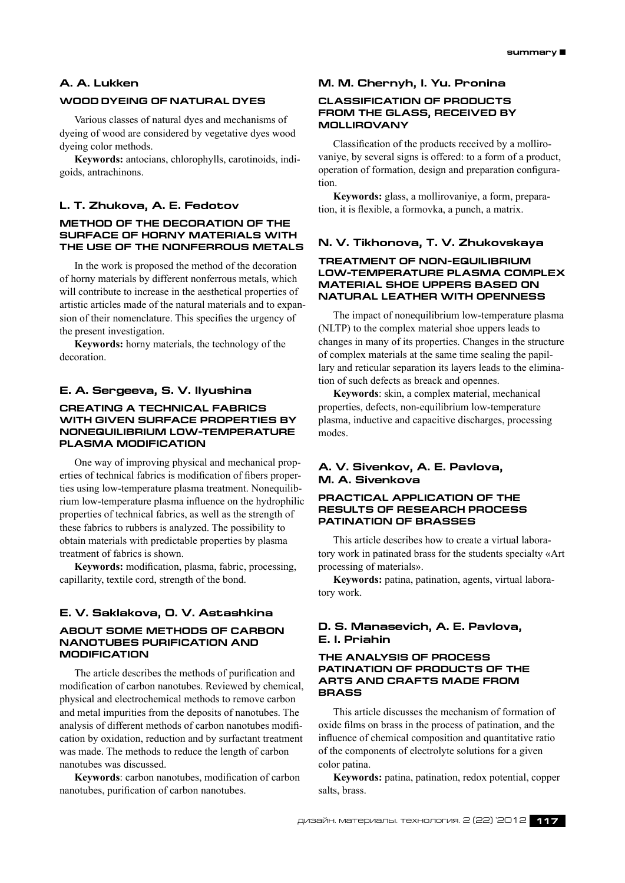### A. A. Lukken

#### WOOD DYEING OF NATURAL DYES

Various classes of natural dyes and mechanisms of dyeing of wood are considered by vegetative dyes wood dyeing color methods.

**Keywords:** antocians, chlorophylls, carotinoids, indigoids, antrachinons.

### L. T. Zhukova, A. E. Fedotov

#### METHOD OF THE DECORATION OF THE SURFACE OF HORNY MATERIALS WITH THE USE OF THE NONFERROUS METALS

In the work is proposed the method of the decoration of horny materials by different nonferrous metals, which will contribute to increase in the aesthetical properties of artistic articles made of the natural materials and to expansion of their nomenclature. This specifies the urgency of the present investigation.

**Keywords:** horny materials, the technology of the decoration.

### E. A. Sergeeva, S. V. Ilyushina

#### CREATING A TECHNICAL FABRICS WITH GIVEN SURFACE PROPERTIES BY NONEQUILIBRIUM LOW-TEMPERATURE PLASMA MODIFICATION

One way of improving physical and mechanical properties of technical fabrics is modification of fibers properties using low-temperature plasma treatment. Nonequilibrium low-temperature plasma influence on the hydrophilic properties of technical fabrics, as well as the strength of these fabrics to rubbers is analyzed. The possibility to obtain materials with predictable properties by plasma treatment of fabrics is shown.

**Keywords:** modification, plasma, fabric, processing, capillarity, textile cord, strength of the bond.

### E. V. Saklakova, O. V. Astashkina

#### ABOUT SOME METHODS OF CARBON NANOTUBES PURIFICATION AND MODIFICATION

The article describes the methods of purification and modification of carbon nanotubes. Reviewed by chemical, physical and electrochemical methods to remove carbon and metal impurities from the deposits of nanotubes. The analysis of different methods of carbon nanotubes modification by oxidation, reduction and by surfactant treatment was made. The methods to reduce the length of carbon nanotubes was discussed.

**Keywords**: carbon nanotubes, modification of carbon nanotubes, purification of carbon nanotubes.

### M. M. Chernyh, I. Yu. Pronina

#### CLASSIFICATION OF PRODUCTS FROM THE GLASS, RECEIVED BY MOLLIROVANY

Classification of the products received by a mollirovaniye, by several signs is offered: to a form of a product, operation of formation, design and preparation configuration.

**Keywords:** glass, a mollirovaniye, a form, preparation, it is flexible, a formovka, a punch, a matrix.

### N. V. Tikhonova, T. V. Zhukovskaya

#### TREATMENT OF NON-EQUILIBRIUM LOW-TEMPERATURE PLASMA COMPLEX MATERIAL SHOE UPPERS BASED ON NATURAL LEATHER WITH OPENNESS

The impact of nonequilibrium low-temperature plasma (NLTP) to the complex material shoe uppers leads to changes in many of its properties. Changes in the structure of complex materials at the same time sealing the papillary and reticular separation its layers leads to the elimination of such defects as breack and opennes.

**Keywords**: skin, a complex material, mechanical properties, defects, non-equilibrium low-temperature plasma, inductive and capacitive discharges, processing modes.

### A. V. Sivenkov, A. E. Pavlova, M. A. Sivenkova

#### PRACTICAL APPLICATION OF THE RESULTS OF RESEARCH PROCESS PATINATION OF BRASSES

This article describes how to create a virtual laboratory work in patinated brass for the students specialty «Art processing of materials».

**Keywords:** patina, patination, agents, virtual laboratory work.

### D. S. Manasevich, A. E. Pavlova, E. I. Priahin

#### THE ANALYSIS OF PROCESS PATINATION OF PRODUCTS OF THE ARTS AND CRAFTS MADE FROM BRASS

This article discusses the mechanism of formation of oxide films on brass in the process of patination, and the influence of chemical composition and quantitative ratio of the components of electrolyte solutions for a given color patina.

**Keywords:** patina, patination, redox potential, copper salts, brass.